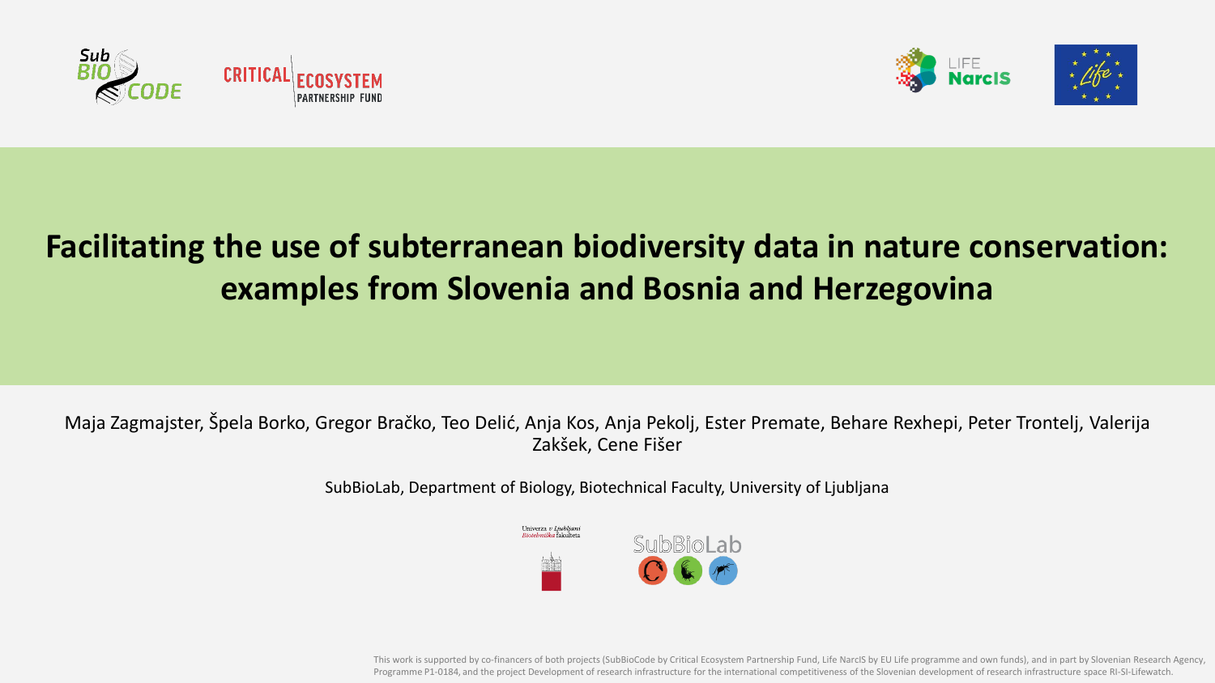# Facilitating the use of subterranean biodiversity data in nature conservation: examples from Slovenia and Bosnia and Herzegovina

Maja Zagmajster, Špela Borko, Gregor Bračko, Teo Delić, Anja Kos, Anja Pekolj, Ester Premate, Behare Rexhepi, Peter Trontelj, Valerija Zakšek, Cene Fišer

SubBioLab, Department of Biology, Biotechnical Faculty, University of Ljubljana

This work is supported by co-financers of both projects (SubBioCode by Critical Ecosystem Partnership Fund, Life NarcIS by EU Life programme and own funds), and in part by Slovenian Research Agency, Programme P1-0184, and the project Development of research infrastructure for the international competitiveness of the Slovenian development of research infrastructure space RI-SI-Lifewatch.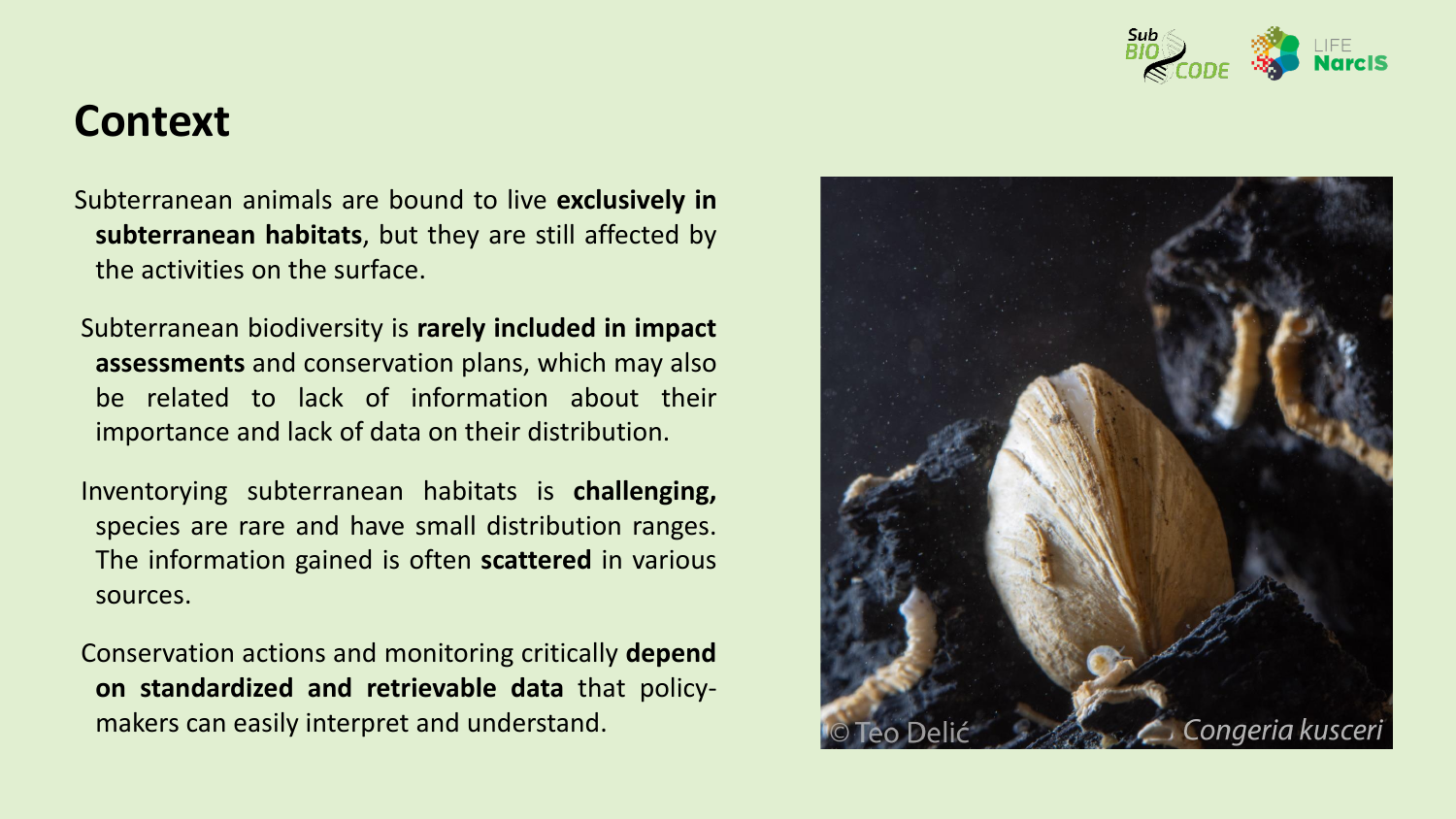# Context

Subterranean animals are bound to live **exclusively in subterranean habitats**, but they are still affected by the activities on the surface.

Subterranean biodiversity is **rarely included in impact assessments** and conservation plans, which may also be related to lack of information about their importance and lack of data on their distribution.

Inventorying subterranean habitats is **challenging,** species are rare and have small distribution ranges. The information gained is often **scattered** in various sources.

Conservation actions and monitoring critically **depend on standardized and retrievable data** that policy-makers can easily interpret and understand.

© Teo Delić *Congeria kusceri*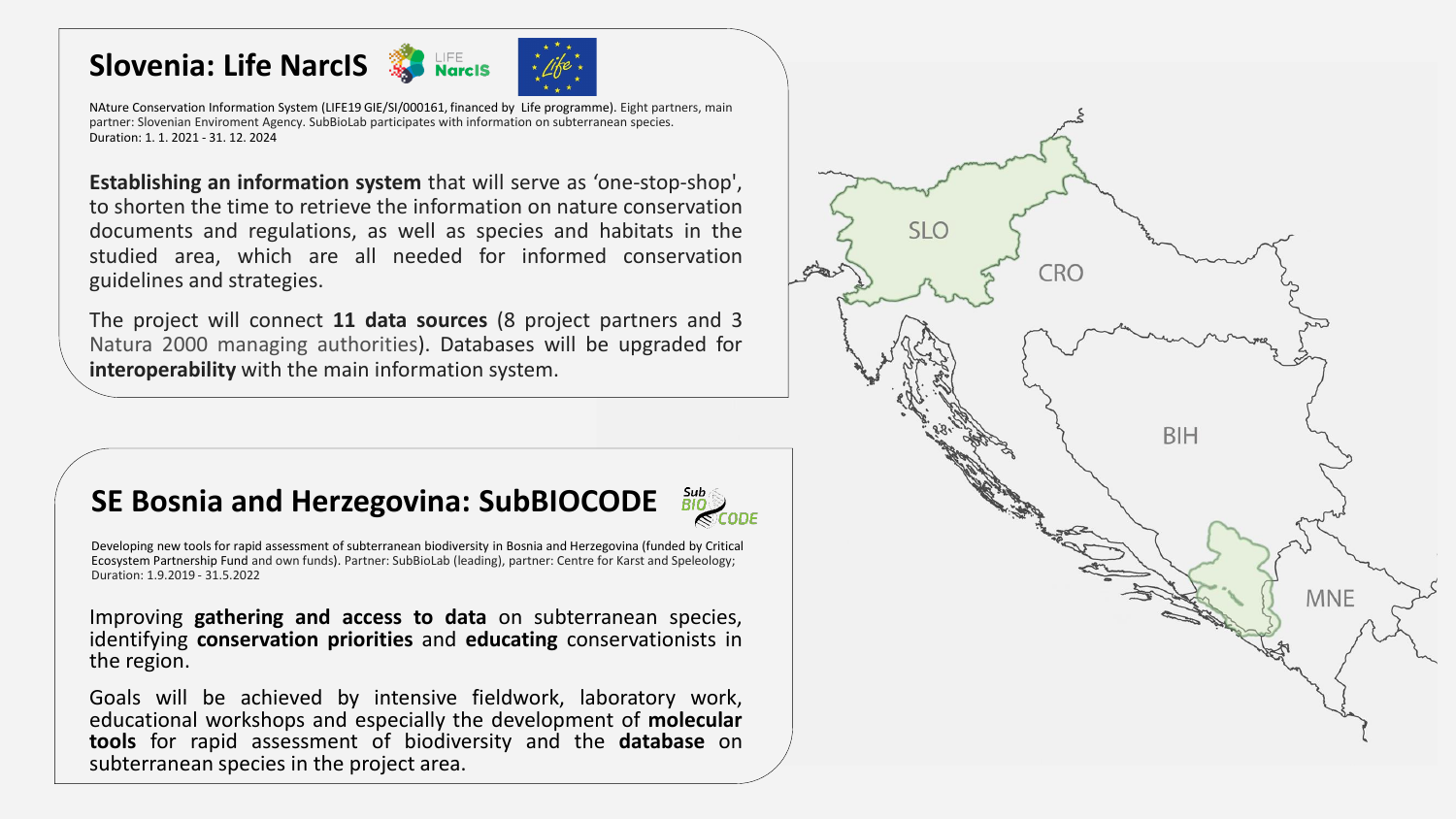## Slovenia: Life NarcIS

NAture Conservation Information System (LIFE19 GIE/SI/000161, financed by Life programme). Eight partners, main partner: Slovenian Enviroment Agency. SubBioLab participates with information on subterranean species.
Duration: 1. 1. 2021 - 31. 12. 2024

**Establishing an information system** that will serve as 'one-stop-shop', to shorten the time to retrieve the information on nature conservation documents and regulations, as well as species and habitats in the studied area, which are all needed for informed conservation guidelines and strategies.

The project will connect **11 data sources** (8 project partners and 3 Natura 2000 managing authorities). Databases will be upgraded for **interoperability** with the main information system.

## SE Bosnia and Herzegovina: SubBIOCODE

Developing new tools for rapid assessment of subterranean biodiversity in Bosnia and Herzegovina (funded by Critical Ecosystem Partnership Fund and own funds). Partner: SubBioLab (leading), partner: Centre for Karst and Speleology;
Duration: 1.9.2019 - 31.5.2022

Improving **gathering and access to data** on subterranean species, identifying **conservation priorities** and **educating** conservationists in the region.

Goals will be achieved by intensive fieldwork, laboratory work, educational workshops and especially the development of **molecular tools** for rapid assessment of biodiversity and the **database** on subterranean species in the project area.

SLO CRO BIH MNE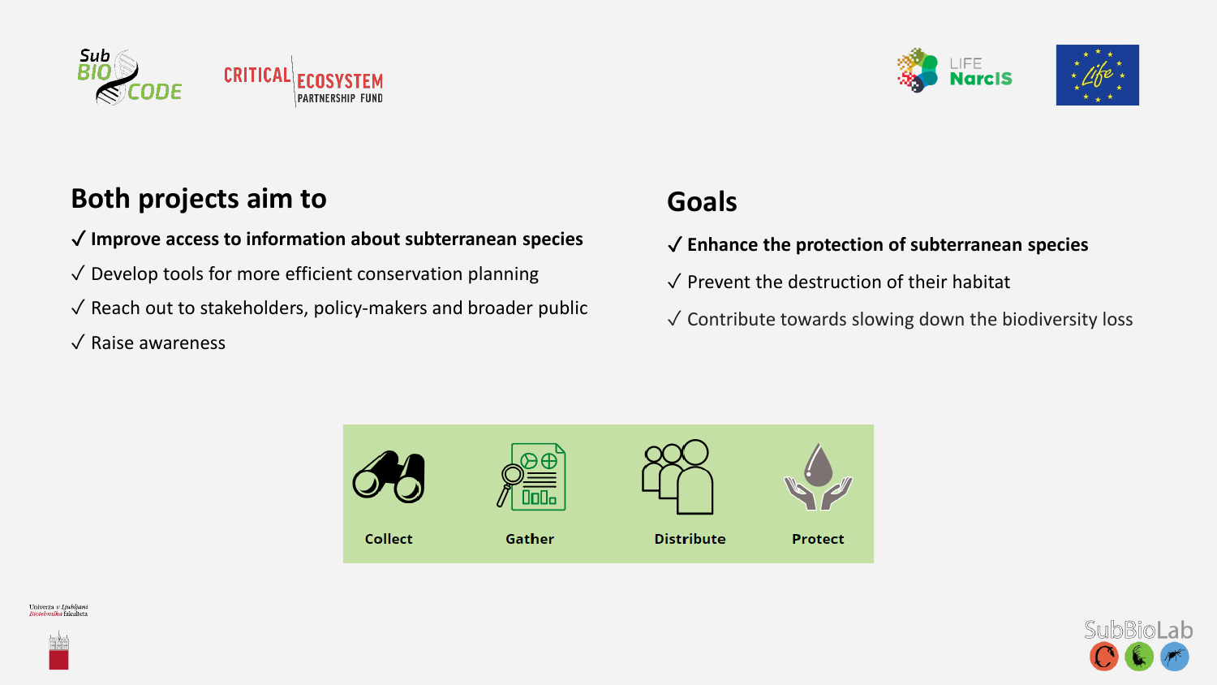## Both projects aim to

- ✓ **Improve access to information about subterranean species**
- ✓ Develop tools for more efficient conservation planning
- ✓ Reach out to stakeholders, policy-makers and broader public
- ✓ Raise awareness

## Goals

- ✓ **Enhance the protection of subterranean species**
- ✓ Prevent the destruction of their habitat
- ✓ Contribute towards slowing down the biodiversity loss

**Collect** **Gather** **Distribute** **Protect**